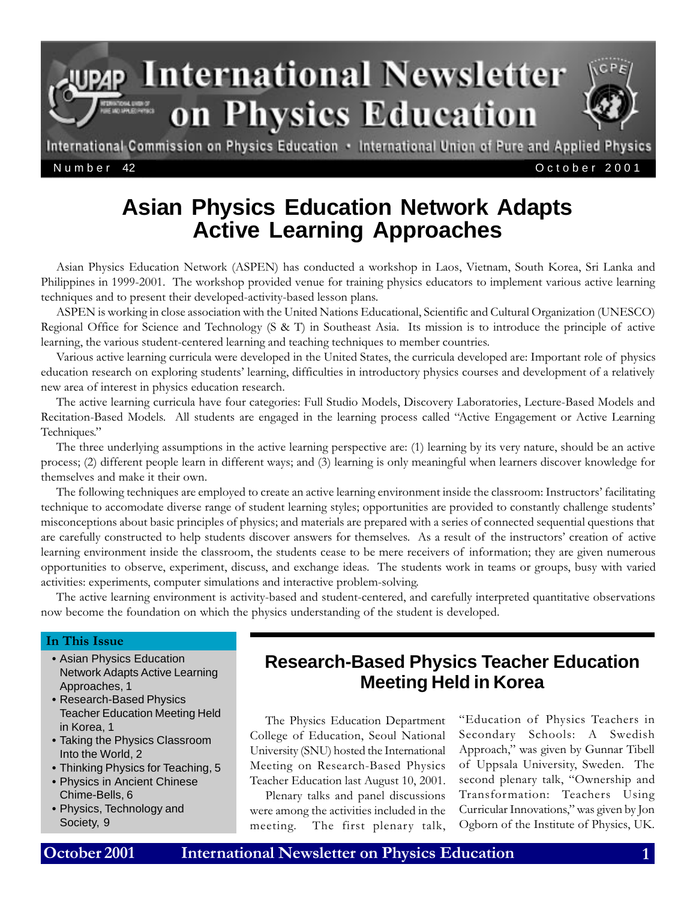# International Newsletter on Physics Education

International Commission on Physics Education • International Union of Pure and Applied Physics

Number 42 October 2001

## Asian Physics Education Network Adapts Active Learning Approaches

Asian Physics Education Network (ASPEN) has conducted a workshop in Laos, Vietnam, South Korea, Sri Lanka and Philippines in 1999-2001. The workshop provided venue for training physics educators to implement various active learning techniques and to present their developed-activity-based lesson plans.

ASPEN is working in close association with the United Nations Educational, Scientific and Cultural Organization (UNESCO) Regional Office for Science and Technology (S & T) in Southeast Asia. Its mission is to introduce the principle of active learning, the various student-centered learning and teaching techniques to member countries.

Various active learning curricula were developed in the United States, the curricula developed are: Important role of physics education research on exploring students' learning, difficulties in introductory physics courses and development of a relatively new area of interest in physics education research.

The active learning curricula have four categories: Full Studio Models, Discovery Laboratories, Lecture-Based Models and Recitation-Based Models. All students are engaged in the learning process called "Active Engagement or Active Learning Techniques."

The three underlying assumptions in the active learning perspective are: (1) learning by its very nature, should be an active process; (2) different people learn in different ways; and (3) learning is only meaningful when learners discover knowledge for themselves and make it their own.

The following techniques are employed to create an active learning environment inside the classroom: Instructors' facilitating technique to accomodate diverse range of student learning styles; opportunities are provided to constantly challenge students' misconceptions about basic principles of physics; and materials are prepared with a series of connected sequential questions that are carefully constructed to help students discover answers for themselves. As a result of the instructors' creation of active learning environment inside the classroom, the students cease to be mere receivers of information; they are given numerous opportunities to observe, experiment, discuss, and exchange ideas. The students work in teams or groups, busy with varied activities: experiments, computer simulations and interactive problem-solving.

The active learning environment is activity-based and student-centered, and carefully interpreted quantitative observations now become the foundation on which the physics understanding of the student is developed.

### In This Issue

- Asian Physics Education Network Adapts Active Learning Approaches, 1
- Research-Based Physics Teacher Education Meeting Held in Korea, 1
- Taking the Physics Classroom Into the World, 2
- Thinking Physics for Teaching, 5
- Physics in Ancient Chinese Chime-Bells, 6
- Physics, Technology and Society, 9

## Research-Based Physics Teacher Education Meeting Held in Korea

The Physics Education Department College of Education, Seoul National University (SNU) hosted the International Meeting on Research-Based Physics Teacher Education last August 10, 2001.

Plenary talks and panel discussions were among the activities included in the meeting. The first plenary talk, "Education of Physics Teachers in Secondary Schools: A Swedish Approach," was given by Gunnar Tibell of Uppsala University, Sweden. The second plenary talk, "Ownership and Transformation: Teachers Using Curricular Innovations," was given by Jon Ogborn of the Institute of Physics, UK.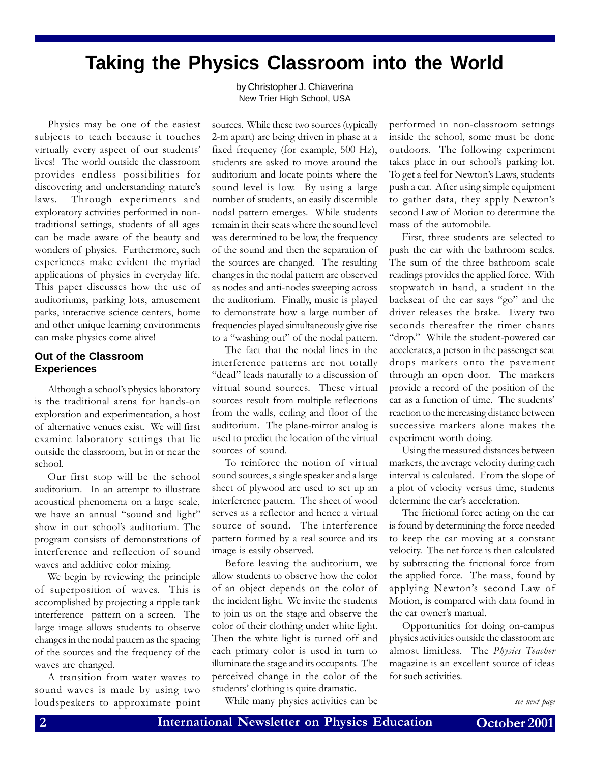# Taking the Physics Classroom into the World

by Christopher J. Chiaverina
New Trier High School, USA

Physics may be one of the easiest subjects to teach because it touches virtually every aspect of our students' lives! The world outside the classroom provides endless possibilities for discovering and understanding nature's laws. Through experiments and exploratory activities performed in non-traditional settings, students of all ages can be made aware of the beauty and wonders of physics. Furthermore, such experiences make evident the myriad applications of physics in everyday life. This paper discusses how the use of auditoriums, parking lots, amusement parks, interactive science centers, home and other unique learning environments can make physics come alive!

### Out of the Classroom Experiences

Although a school's physics laboratory is the traditional arena for hands-on exploration and experimentation, a host of alternative venues exist. We will first examine laboratory settings that lie outside the classroom, but in or near the school.

Our first stop will be the school auditorium. In an attempt to illustrate acoustical phenomena on a large scale, we have an annual "sound and light" show in our school's auditorium. The program consists of demonstrations of interference and reflection of sound waves and additive color mixing.

We begin by reviewing the principle of superposition of waves. This is accomplished by projecting a ripple tank interference pattern on a screen. The large image allows students to observe changes in the nodal pattern as the spacing of the sources and the frequency of the waves are changed.

A transition from water waves to sound waves is made by using two loudspeakers to approximate point sources. While these two sources (typically 2-m apart) are being driven in phase at a fixed frequency (for example, 500 Hz), students are asked to move around the auditorium and locate points where the sound level is low. By using a large number of students, an easily discernible nodal pattern emerges. While students remain in their seats where the sound level was determined to be low, the frequency of the sound and then the separation of the sources are changed. The resulting changes in the nodal pattern are observed as nodes and anti-nodes sweeping across the auditorium. Finally, music is played to demonstrate how a large number of frequencies played simultaneously give rise to a "washing out" of the nodal pattern.

The fact that the nodal lines in the interference patterns are not totally "dead" leads naturally to a discussion of virtual sound sources. These virtual sources result from multiple reflections from the walls, ceiling and floor of the auditorium. The plane-mirror analog is used to predict the location of the virtual sources of sound.

To reinforce the notion of virtual sound sources, a single speaker and a large sheet of plywood are used to set up an interference pattern. The sheet of wood serves as a reflector and hence a virtual source of sound. The interference pattern formed by a real source and its image is easily observed.

Before leaving the auditorium, we allow students to observe how the color of an object depends on the color of the incident light. We invite the students to join us on the stage and observe the color of their clothing under white light. Then the white light is turned off and each primary color is used in turn to illuminate the stage and its occupants. The perceived change in the color of the students' clothing is quite dramatic.

While many physics activities can be performed in non-classroom settings inside the school, some must be done outdoors. The following experiment takes place in our school's parking lot. To get a feel for Newton's Laws, students push a car. After using simple equipment to gather data, they apply Newton's second Law of Motion to determine the mass of the automobile.

First, three students are selected to push the car with the bathroom scales. The sum of the three bathroom scale readings provides the applied force. With stopwatch in hand, a student in the backseat of the car says "go" and the driver releases the brake. Every two seconds thereafter the timer chants "drop." While the student-powered car accelerates, a person in the passenger seat drops markers onto the pavement through an open door. The markers provide a record of the position of the car as a function of time. The students' reaction to the increasing distance between successive markers alone makes the experiment worth doing.

Using the measured distances between markers, the average velocity during each interval is calculated. From the slope of a plot of velocity versus time, students determine the car's acceleration.

The frictional force acting on the car is found by determining the force needed to keep the car moving at a constant velocity. The net force is then calculated by subtracting the frictional force from the applied force. The mass, found by applying Newton's second Law of Motion, is compared with data found in the car owner's manual.

Opportunities for doing on-campus physics activities outside the classroom are almost limitless. The *Physics Teacher* magazine is an excellent source of ideas for such activities.

*see next page*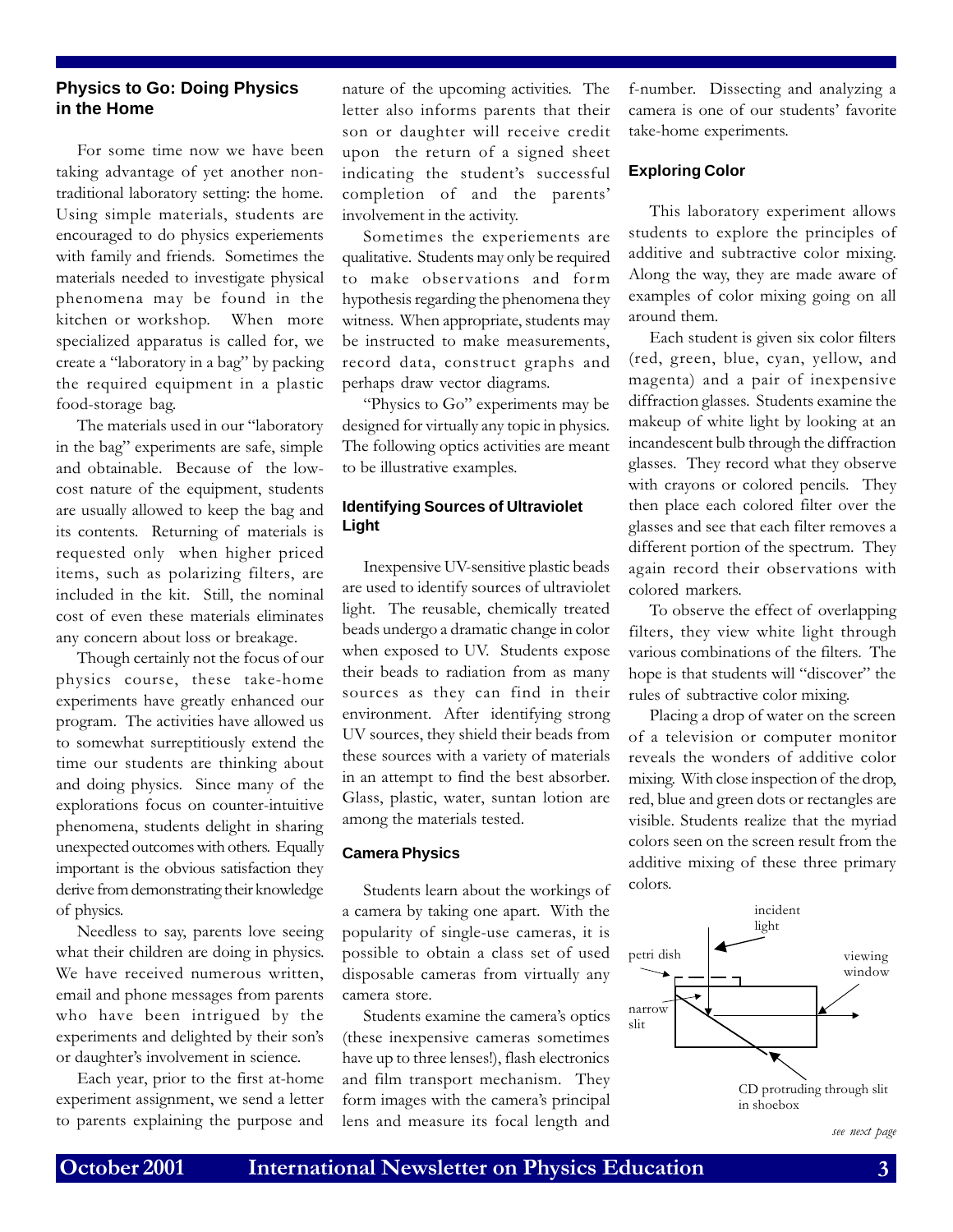## Physics to Go: Doing Physics in the Home

For some time now we have been taking advantage of yet another non-traditional laboratory setting: the home. Using simple materials, students are encouraged to do physics experiments with family and friends. Sometimes the materials needed to investigate physical phenomena may be found in the kitchen or workshop. When more specialized apparatus is called for, we create a "laboratory in a bag" by packing the required equipment in a plastic food-storage bag.

The materials used in our "laboratory in the bag" experiments are safe, simple and obtainable. Because of the low-cost nature of the equipment, students are usually allowed to keep the bag and its contents. Returning of materials is requested only when higher priced items, such as polarizing filters, are included in the kit. Still, the nominal cost of even these materials eliminates any concern about loss or breakage.

Though certainly not the focus of our physics course, these take-home experiments have greatly enhanced our program. The activities have allowed us to somewhat surreptitiously extend the time our students are thinking about and doing physics. Since many of the explorations focus on counter-intuitive phenomena, students delight in sharing unexpected outcomes with others. Equally important is the obvious satisfaction they derive from demonstrating their knowledge of physics.

Needless to say, parents love seeing what their children are doing in physics. We have received numerous written, email and phone messages from parents who have been intrigued by the experiments and delighted by their son's or daughter's involvement in science.

Each year, prior to the first at-home experiment assignment, we send a letter to parents explaining the purpose and nature of the upcoming activities. The letter also informs parents that their son or daughter will receive credit upon the return of a signed sheet indicating the student's successful completion of and the parents' involvement in the activity.

Sometimes the experiments are qualitative. Students may only be required to make observations and form hypothesis regarding the phenomena they witness. When appropriate, students may be instructed to make measurements, record data, construct graphs and perhaps draw vector diagrams.

"Physics to Go" experiments may be designed for virtually any topic in physics. The following optics activities are meant to be illustrative examples.

### Identifying Sources of Ultraviolet Light

Inexpensive UV-sensitive plastic beads are used to identify sources of ultraviolet light. The reusable, chemically treated beads undergo a dramatic change in color when exposed to UV. Students expose their beads to radiation from as many sources as they can find in their environment. After identifying strong UV sources, they shield their beads from these sources with a variety of materials in an attempt to find the best absorber. Glass, plastic, water, suntan lotion are among the materials tested.

### Camera Physics

Students learn about the workings of a camera by taking one apart. With the popularity of single-use cameras, it is possible to obtain a class set of used disposable cameras from virtually any camera store.

Students examine the camera's optics (these inexpensive cameras sometimes have up to three lenses!), flash electronics and film transport mechanism. They form images with the camera's principal lens and measure its focal length and f-number. Dissecting and analyzing a camera is one of our students' favorite take-home experiments.

### Exploring Color

This laboratory experiment allows students to explore the principles of additive and subtractive color mixing. Along the way, they are made aware of examples of color mixing going on all around them.

Each student is given six color filters (red, green, blue, cyan, yellow, and magenta) and a pair of inexpensive diffraction glasses. Students examine the makeup of white light by looking at an incandescent bulb through the diffraction glasses. They record what they observe with crayons or colored pencils. They then place each colored filter over the glasses and see that each filter removes a different portion of the spectrum. They again record their observations with colored markers.

To observe the effect of overlapping filters, they view white light through various combinations of the filters. The hope is that students will "discover" the rules of subtractive color mixing.

Placing a drop of water on the screen of a television or computer monitor reveals the wonders of additive color mixing. With close inspection of the drop, red, blue and green dots or rectangles are visible. Students realize that the myriad colors seen on the screen result from the additive mixing of these three primary colors.

incident light

petri dish

viewing window

narrow slit

CD protruding through slit in shoebox

*see next page*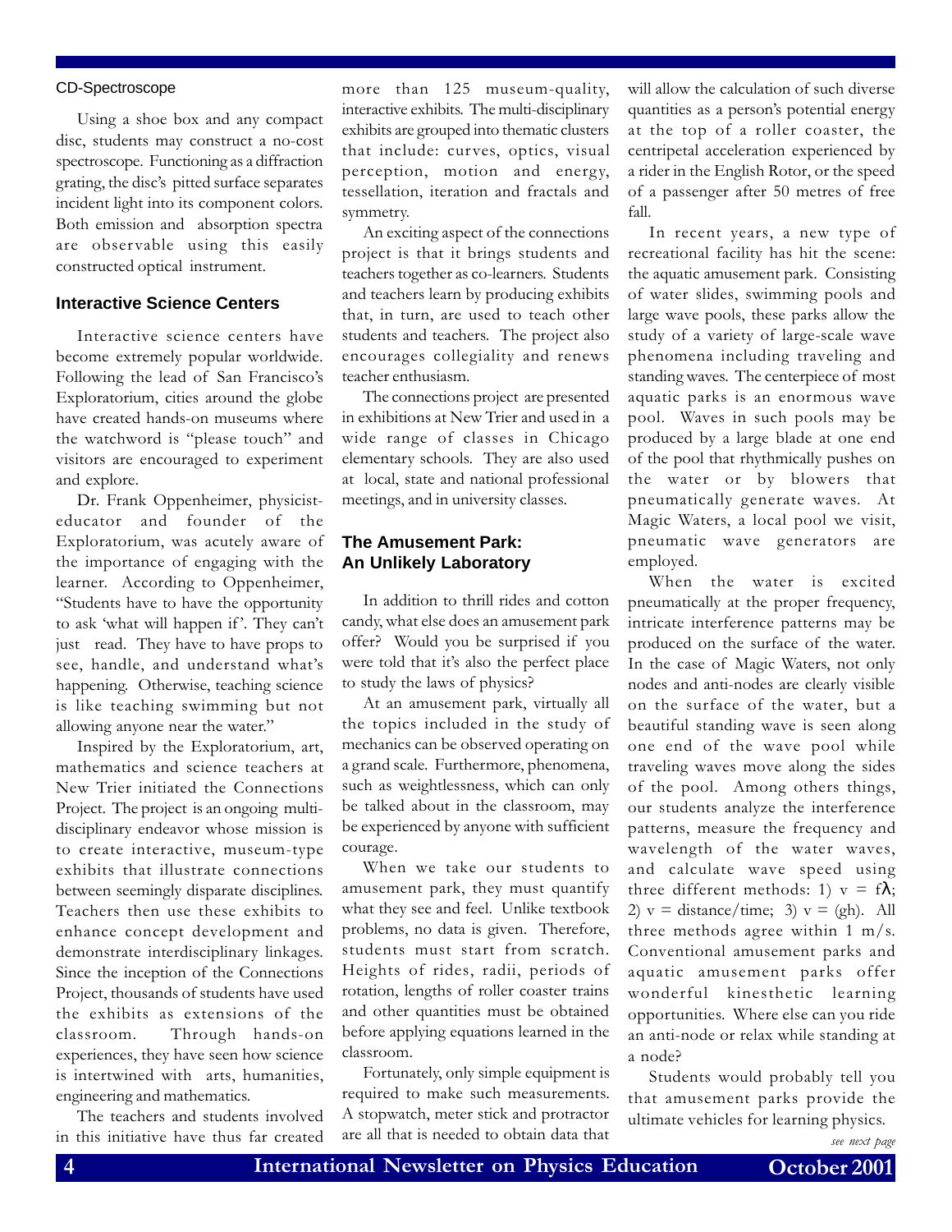### CD-Spectroscope

Using a shoe box and any compact disc, students may construct a no-cost spectroscope. Functioning as a diffraction grating, the disc's pitted surface separates incident light into its component colors. Both emission and absorption spectra are observable using this easily constructed optical instrument.

### Interactive Science Centers

Interactive science centers have become extremely popular worldwide. Following the lead of San Francisco's Exploratorium, cities around the globe have created hands-on museums where the watchword is "please touch" and visitors are encouraged to experiment and explore.

Dr. Frank Oppenheimer, physicist-educator and founder of the Exploratorium, was acutely aware of the importance of engaging with the learner. According to Oppenheimer, "Students have to have the opportunity to ask 'what will happen if'. They can't just read. They have to have props to see, handle, and understand what's happening. Otherwise, teaching science is like teaching swimming but not allowing anyone near the water."

Inspired by the Exploratorium, art, mathematics and science teachers at New Trier initiated the Connections Project. The project is an ongoing multi-disciplinary endeavor whose mission is to create interactive, museum-type exhibits that illustrate connections between seemingly disparate disciplines. Teachers then use these exhibits to enhance concept development and demonstrate interdisciplinary linkages. Since the inception of the Connections Project, thousands of students have used the exhibits as extensions of the classroom. Through hands-on experiences, they have seen how science is intertwined with arts, humanities, engineering and mathematics.

The teachers and students involved in this initiative have thus far created more than 125 museum-quality, interactive exhibits. The multi-disciplinary exhibits are grouped into thematic clusters that include: curves, optics, visual perception, motion and energy, tessellation, iteration and fractals and symmetry.

An exciting aspect of the connections project is that it brings students and teachers together as co-learners. Students and teachers learn by producing exhibits that, in turn, are used to teach other students and teachers. The project also encourages collegiality and renews teacher enthusiasm.

The connections project are presented in exhibitions at New Trier and used in a wide range of classes in Chicago elementary schools. They are also used at local, state and national professional meetings, and in university classes.

### The Amusement Park: An Unlikely Laboratory

In addition to thrill rides and cotton candy, what else does an amusement park offer? Would you be surprised if you were told that it's also the perfect place to study the laws of physics?

At an amusement park, virtually all the topics included in the study of mechanics can be observed operating on a grand scale. Furthermore, phenomena, such as weightlessness, which can only be talked about in the classroom, may be experienced by anyone with sufficient courage.

When we take our students to amusement park, they must quantify what they see and feel. Unlike textbook problems, no data is given. Therefore, students must start from scratch. Heights of rides, radii, periods of rotation, lengths of roller coaster trains and other quantities must be obtained before applying equations learned in the classroom.

Fortunately, only simple equipment is required to make such measurements. A stopwatch, meter stick and protractor are all that is needed to obtain data that will allow the calculation of such diverse quantities as a person's potential energy at the top of a roller coaster, the centripetal acceleration experienced by a rider in the English Rotor, or the speed of a passenger after 50 metres of free fall.

In recent years, a new type of recreational facility has hit the scene: the aquatic amusement park. Consisting of water slides, swimming pools and large wave pools, these parks allow the study of a variety of large-scale wave phenomena including traveling and standing waves. The centerpiece of most aquatic parks is an enormous wave pool. Waves in such pools may be produced by a large blade at one end of the pool that rhythmically pushes on the water or by blowers that pneumatically generate waves. At Magic Waters, a local pool we visit, pneumatic wave generators are employed.

When the water is excited pneumatically at the proper frequency, intricate interference patterns may be produced on the surface of the water. In the case of Magic Waters, not only nodes and anti-nodes are clearly visible on the surface of the water, but a beautiful standing wave is seen along one end of the wave pool while traveling waves move along the sides of the pool. Among others things, our students analyze the interference patterns, measure the frequency and wavelength of the water waves, and calculate wave speed using three different methods: 1) $v = f\lambda$; 2) $v$ = distance/time; 3) $v = (gh)$. All three methods agree within 1 m/s. Conventional amusement parks and aquatic amusement parks offer wonderful kinesthetic learning opportunities. Where else can you ride an anti-node or relax while standing at a node?

Students would probably tell you that amusement parks provide the ultimate vehicles for learning physics.

*see next page*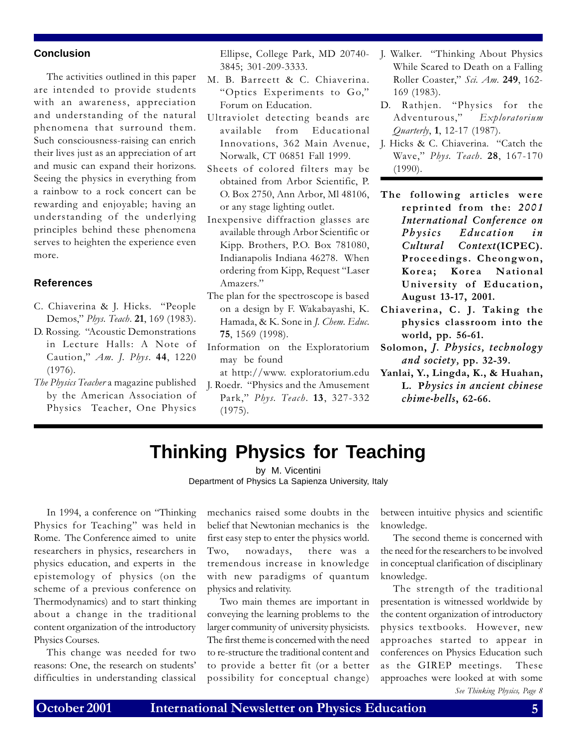## Conclusion

The activities outlined in this paper are intended to provide students with an awareness, appreciation and understanding of the natural phenomena that surround them. Such consciousness-raising can enrich their lives just as an appreciation of art and music can expand their horizons. Seeing the physics in everything from a rainbow to a rock concert can be rewarding and enjoyable; having an understanding of the underlying principles behind these phenomena serves to heighten the experience even more.

## References

C. Chiaverina & J. Hicks. "People Demos," *Phys. Teach*. **21**, 169 (1983).

D. Rossing. "Acoustic Demonstrations in Lecture Halls: A Note of Caution," *Am. J. Phys*. **44**, 1220 (1976).

*The Physics Teacher* a magazine published by the American Association of Physics Teacher, One Physics Ellipse, College Park, MD 20740-3845; 301-209-3333.

M. B. Barreett & C. Chiaverina. "Optics Experiments to Go," Forum on Education.

Ultraviolet detecting beands are available from Educational Innovations, 362 Main Avenue, Norwalk, CT 06851 Fall 1999.

Sheets of colored filters may be obtained from Arbor Scientific, P. O. Box 2750, Ann Arbor, Ml 48106, or any stage lighting outlet.

Inexpensive diffraction glasses are available through Arbor Scientific or Kipp. Brothers, P.O. Box 781080, Indianapolis Indiana 46278. When ordering from Kipp, Request "Laser Amazers."

The plan for the spectroscope is based on a design by F. Wakabayashi, K. Hamada, & K. Sone in *J. Chem. Educ.* **75**, 1569 (1998).

Information on the Exploratorium may be found at http://www. exploratorium.edu

J. Roedr. "Physics and the Amusement Park," *Phys. Teach*. **13**, 327-332 (1975).

J. Walker. "Thinking About Physics While Scared to Death on a Falling Roller Coaster," *Sci. Am.* **249**, 162-169 (1983).

D. Rathjen. "Physics for the Adventurous," *Exploratorium Quarterly*, **1**, 12-17 (1987).

J. Hicks & C. Chiaverina. "Catch the Wave," *Phys. Teach*. **28**, 167-170 (1990).

---

**The following articles were reprinted from the: *2001 International Conference on Physics Education in Cultural Context*(ICPEC). Proceedings. Cheongwon, Korea; Korea National University of Education, August 13-17, 2001.**

**Chiaverina, C. J. Taking the physics classroom into the world, pp. 56-61.**

**Solomon, *J. Physics, technology and society*, pp. 32-39.**

**Yanlai, Y., Lingda, K., & Huahan, L. P*hysics in ancient chinese chime-bells*, 62-66.**

---

# Thinking Physics for Teaching

by M. Vicentini
Department of Physics La Sapienza University, Italy

In 1994, a conference on "Thinking Physics for Teaching" was held in Rome. The Conference aimed to unite researchers in physics, researchers in physics education, and experts in the epistemology of physics (on the scheme of a previous conference on Thermodynamics) and to start thinking about a change in the traditional content organization of the introductory Physics Courses.

This change was needed for two reasons: One, the research on students' difficulties in understanding classical mechanics raised some doubts in the belief that Newtonian mechanics is the first easy step to enter the physics world. Two, nowadays, there was a tremendous increase in knowledge with new paradigms of quantum physics and relativity.

Two main themes are important in conveying the learning problems to the larger community of university physicists. The first theme is concerned with the need to re-structure the traditional content and to provide a better fit (or a better possibility for conceptual change) between intuitive physics and scientific knowledge.

The second theme is concerned with the need for the researchers to be involved in conceptual clarification of disciplinary knowledge.

The strength of the traditional presentation is witnessed worldwide by the content organization of introductory physics textbooks. However, new approaches started to appear in conferences on Physics Education such as the GIREP meetings. These approaches were looked at with some

*See Thinking Physics, Page 8*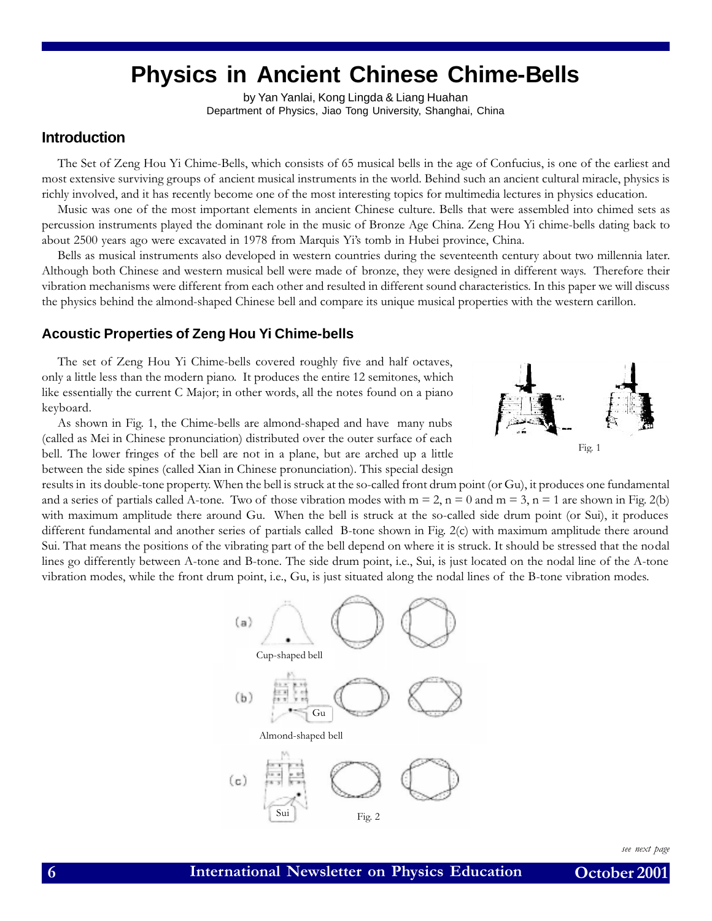# Physics in Ancient Chinese Chime-Bells

by Yan Yanlai, Kong Lingda & Liang Huahan
Department of Physics, Jiao Tong University, Shanghai, China

## Introduction

The Set of Zeng Hou Yi Chime-Bells, which consists of 65 musical bells in the age of Confucius, is one of the earliest and most extensive surviving groups of ancient musical instruments in the world. Behind such an ancient cultural miracle, physics is richly involved, and it has recently become one of the most interesting topics for multimedia lectures in physics education.

Music was one of the most important elements in ancient Chinese culture. Bells that were assembled into chimed sets as percussion instruments played the dominant role in the music of Bronze Age China. Zeng Hou Yi chime-bells dating back to about 2500 years ago were excavated in 1978 from Marquis Yi's tomb in Hubei province, China.

Bells as musical instruments also developed in western countries during the seventeenth century about two millennia later. Although both Chinese and western musical bell were made of bronze, they were designed in different ways. Therefore their vibration mechanisms were different from each other and resulted in different sound characteristics. In this paper we will discuss the physics behind the almond-shaped Chinese bell and compare its unique musical properties with the western carillon.

## Acoustic Properties of Zeng Hou Yi Chime-bells

The set of Zeng Hou Yi Chime-bells covered roughly five and half octaves, only a little less than the modern piano. It produces the entire 12 semitones, which like essentially the current C Major; in other words, all the notes found on a piano keyboard.

As shown in Fig. 1, the Chime-bells are almond-shaped and have many nubs (called as Mei in Chinese pronunciation) distributed over the outer surface of each bell. The lower fringes of the bell are not in a plane, but are arched up a little between the side spines (called Xian in Chinese pronunciation). This special design results in its double-tone property. When the bell is struck at the so-called front drum point (or Gu), it produces one fundamental and a series of partials called A-tone. Two of those vibration modes with $m = 2$, $n = 0$ and $m = 3$, $n = 1$ are shown in Fig. 2(b) with maximum amplitude there around Gu. When the bell is struck at the so-called side drum point (or Sui), it produces different fundamental and another series of partials called B-tone shown in Fig. 2(c) with maximum amplitude there around Sui. That means the positions of the vibrating part of the bell depend on where it is struck. It should be stressed that the nodal lines go differently between A-tone and B-tone. The side drum point, i.e., Sui, is just located on the nodal line of the A-tone vibration modes, while the front drum point, i.e., Gu, is just situated along the nodal lines of the B-tone vibration modes.

Fig. 1

(a) Cup-shaped bell

(b) Almond-shaped bell — Gu

(c) Sui

Fig. 2

*see next page*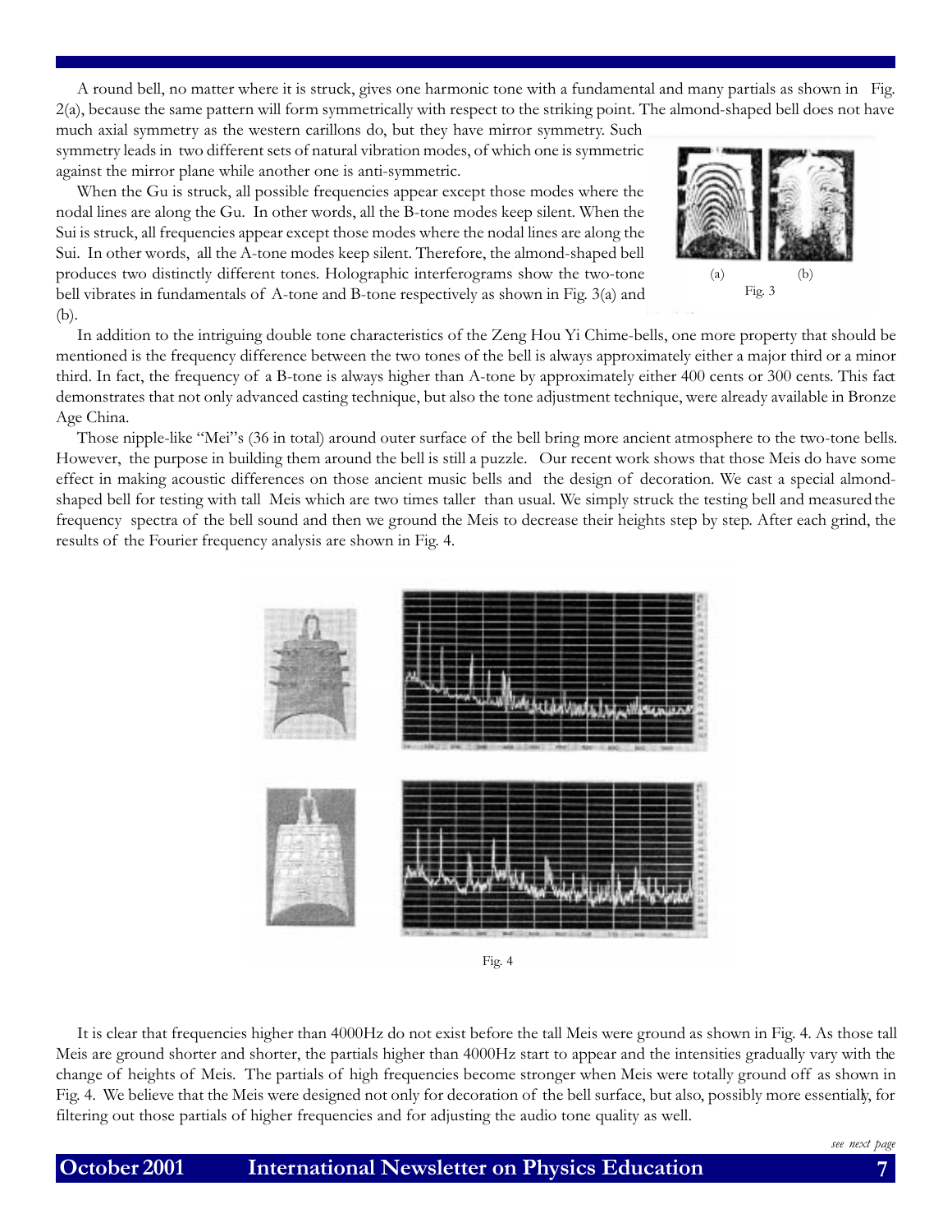A round bell, no matter where it is struck, gives one harmonic tone with a fundamental and many partials as shown in Fig. 2(a), because the same pattern will form symmetrically with respect to the striking point. The almond-shaped bell does not have much axial symmetry as the western carillons do, but they have mirror symmetry. Such symmetry leads in two different sets of natural vibration modes, of which one is symmetric against the mirror plane while another one is anti-symmetric.

When the Gu is struck, all possible frequencies appear except those modes where the nodal lines are along the Gu. In other words, all the B-tone modes keep silent. When the Sui is struck, all frequencies appear except those modes where the nodal lines are along the Sui. In other words, all the A-tone modes keep silent. Therefore, the almond-shaped bell produces two distinctly different tones. Holographic interferograms show the two-tone bell vibrates in fundamentals of A-tone and B-tone respectively as shown in Fig. 3(a) and (b).

(a) (b)

Fig. 3

In addition to the intriguing double tone characteristics of the Zeng Hou Yi Chime-bells, one more property that should be mentioned is the frequency difference between the two tones of the bell is always approximately either a major third or a minor third. In fact, the frequency of a B-tone is always higher than A-tone by approximately either 400 cents or 300 cents. This fact demonstrates that not only advanced casting technique, but also the tone adjustment technique, were already available in Bronze Age China.

Those nipple-like "Mei"s (36 in total) around outer surface of the bell bring more ancient atmosphere to the two-tone bells. However, the purpose in building them around the bell is still a puzzle. Our recent work shows that those Meis do have some effect in making acoustic differences on those ancient music bells and the design of decoration. We cast a special almond-shaped bell for testing with tall Meis which are two times taller than usual. We simply struck the testing bell and measured the frequency spectra of the bell sound and then we ground the Meis to decrease their heights step by step. After each grind, the results of the Fourier frequency analysis are shown in Fig. 4.

Fig. 4

It is clear that frequencies higher than 4000Hz do not exist before the tall Meis were ground as shown in Fig. 4. As those tall Meis are ground shorter and shorter, the partials higher than 4000Hz start to appear and the intensities gradually vary with the change of heights of Meis. The partials of high frequencies become stronger when Meis were totally ground off as shown in Fig. 4. We believe that the Meis were designed not only for decoration of the bell surface, but also, possibly more essentially, for filtering out those partials of higher frequencies and for adjusting the audio tone quality as well.

*see next page*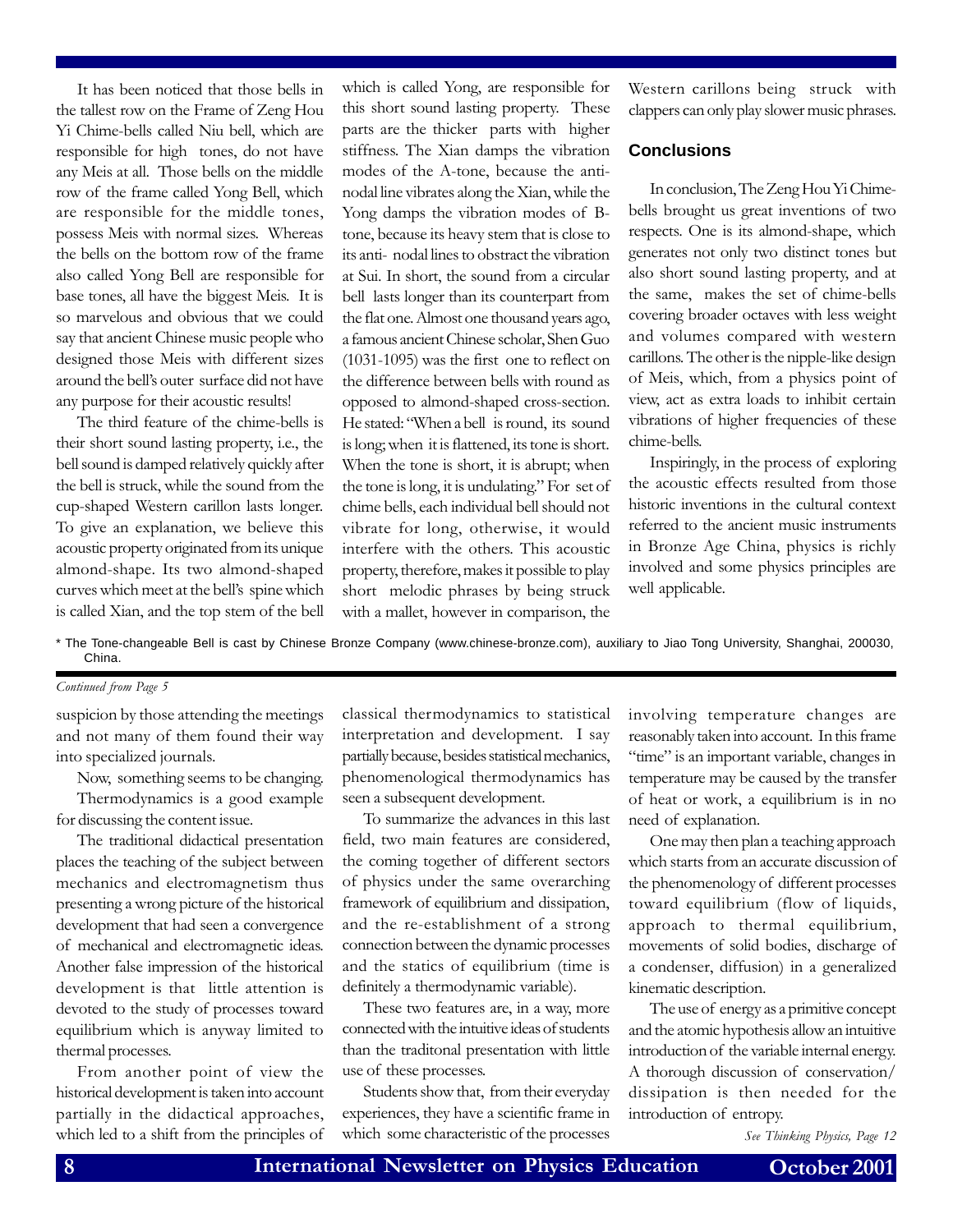It has been noticed that those bells in the tallest row on the Frame of Zeng Hou Yi Chime-bells called Niu bell, which are responsible for high tones, do not have any Meis at all. Those bells on the middle row of the frame called Yong Bell, which are responsible for the middle tones, possess Meis with normal sizes. Whereas the bells on the bottom row of the frame also called Yong Bell are responsible for base tones, all have the biggest Meis. It is so marvelous and obvious that we could say that ancient Chinese music people who designed those Meis with different sizes around the bell's outer surface did not have any purpose for their acoustic results!

The third feature of the chime-bells is their short sound lasting property, i.e., the bell sound is damped relatively quickly after the bell is struck, while the sound from the cup-shaped Western carillon lasts longer. To give an explanation, we believe this acoustic property originated from its unique almond-shape. Its two almond-shaped curves which meet at the bell's spine which is called Xian, and the top stem of the bell which is called Yong, are responsible for this short sound lasting property. These parts are the thicker parts with higher stiffness. The Xian damps the vibration modes of the A-tone, because the anti-nodal line vibrates along the Xian, while the Yong damps the vibration modes of B-tone, because its heavy stem that is close to its anti- nodal lines to obstract the vibration at Sui. In short, the sound from a circular bell lasts longer than its counterpart from the flat one. Almost one thousand years ago, a famous ancient Chinese scholar, Shen Guo (1031-1095) was the first one to reflect on the difference between bells with round as opposed to almond-shaped cross-section. He stated: "When a bell is round, its sound is long; when it is flattened, its tone is short. When the tone is short, it is abrupt; when the tone is long, it is undulating." For set of chime bells, each individual bell should not vibrate for long, otherwise, it would interfere with the others. This acoustic property, therefore, makes it possible to play short melodic phrases by being struck with a mallet, however in comparison, the Western carillons being struck with clappers can only play slower music phrases.

## Conclusions

In conclusion, The Zeng Hou Yi Chime-bells brought us great inventions of two respects. One is its almond-shape, which generates not only two distinct tones but also short sound lasting property, and at the same, makes the set of chime-bells covering broader octaves with less weight and volumes compared with western carillons. The other is the nipple-like design of Meis, which, from a physics point of view, act as extra loads to inhibit certain vibrations of higher frequencies of these chime-bells.

Inspiringly, in the process of exploring the acoustic effects resulted from those historic inventions in the cultural context referred to the ancient music instruments in Bronze Age China, physics is richly involved and some physics principles are well applicable.

\* The Tone-changeable Bell is cast by Chinese Bronze Company (www.chinese-bronze.com), auxiliary to Jiao Tong University, Shanghai, 200030, China.

---

*Continued from Page 5*

suspicion by those attending the meetings and not many of them found their way into specialized journals.

Now, something seems to be changing.

Thermodynamics is a good example for discussing the content issue.

The traditional didactical presentation places the teaching of the subject between mechanics and electromagnetism thus presenting a wrong picture of the historical development that had seen a convergence of mechanical and electromagnetic ideas. Another false impression of the historical development is that little attention is devoted to the study of processes toward equilibrium which is anyway limited to thermal processes.

From another point of view the historical development is taken into account partially in the didactical approaches, which led to a shift from the principles of classical thermodynamics to statistical interpretation and development. I say partially because, besides statistical mechanics, phenomenological thermodynamics has seen a subsequent development.

To summarize the advances in this last field, two main features are considered, the coming together of different sectors of physics under the same overarching framework of equilibrium and dissipation, and the re-establishment of a strong connection between the dynamic processes and the statics of equilibrium (time is definitely a thermodynamic variable).

These two features are, in a way, more connected with the intuitive ideas of students than the traditonal presentation with little use of these processes.

Students show that, from their everyday experiences, they have a scientific frame in which some characteristic of the processes involving temperature changes are reasonably taken into account. In this frame "time" is an important variable, changes in temperature may be caused by the transfer of heat or work, a equilibrium is in no need of explanation.

One may then plan a teaching approach which starts from an accurate discussion of the phenomenology of different processes toward equilibrium (flow of liquids, approach to thermal equilibrium, movements of solid bodies, discharge of a condenser, diffusion) in a generalized kinematic description.

The use of energy as a primitive concept and the atomic hypothesis allow an intuitive introduction of the variable internal energy. A thorough discussion of conservation/dissipation is then needed for the introduction of entropy.

*See Thinking Physics, Page 12*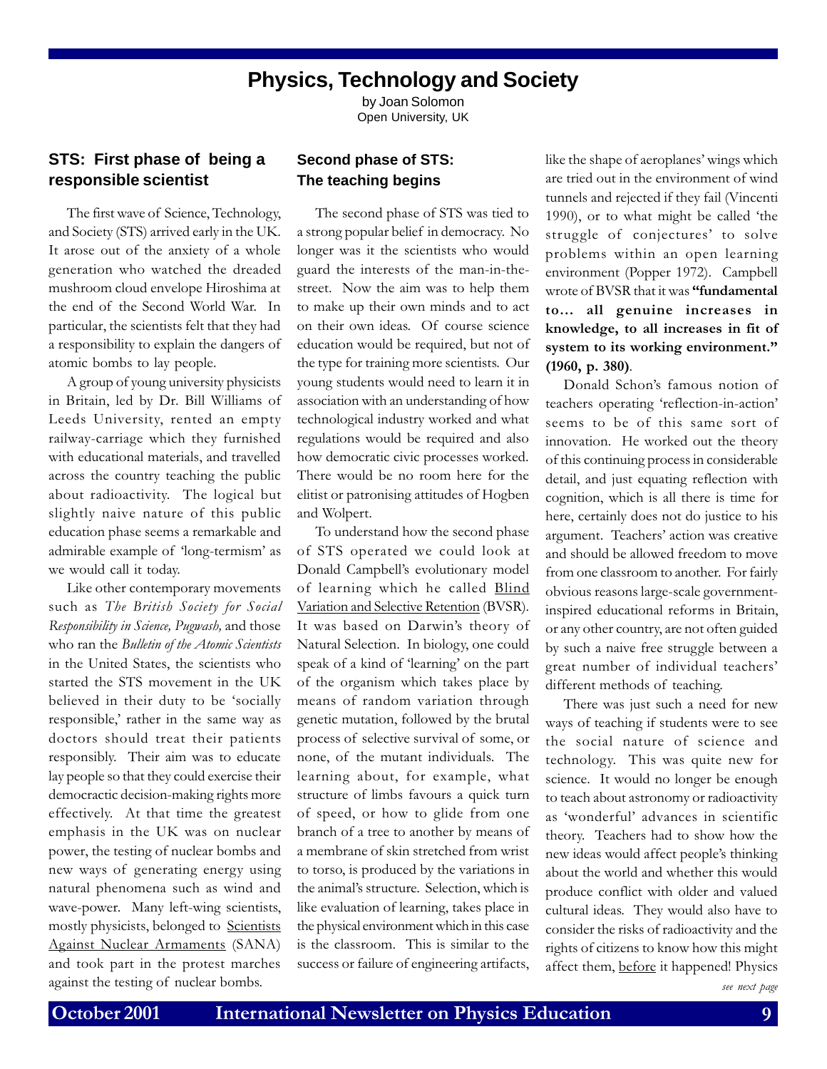# Physics, Technology and Society

by Joan Solomon
Open University, UK

## STS: First phase of being a responsible scientist

The first wave of Science, Technology, and Society (STS) arrived early in the UK. It arose out of the anxiety of a whole generation who watched the dreaded mushroom cloud envelope Hiroshima at the end of the Second World War. In particular, the scientists felt that they had a responsibility to explain the dangers of atomic bombs to lay people.

A group of young university physicists in Britain, led by Dr. Bill Williams of Leeds University, rented an empty railway-carriage which they furnished with educational materials, and travelled across the country teaching the public about radioactivity. The logical but slightly naive nature of this public education phase seems a remarkable and admirable example of 'long-termism' as we would call it today.

Like other contemporary movements such as *The British Society for Social Responsibility in Science, Pugwash,* and those who ran the *Bulletin of the Atomic Scientists* in the United States, the scientists who started the STS movement in the UK believed in their duty to be 'socially responsible,' rather in the same way as doctors should treat their patients responsibly. Their aim was to educate lay people so that they could exercise their democractic decision-making rights more effectively. At that time the greatest emphasis in the UK was on nuclear power, the testing of nuclear bombs and new ways of generating energy using natural phenomena such as wind and wave-power. Many left-wing scientists, mostly physicists, belonged to Scientists Against Nuclear Armaments (SANA) and took part in the protest marches against the testing of nuclear bombs.

## Second phase of STS: The teaching begins

The second phase of STS was tied to a strong popular belief in democracy. No longer was it the scientists who would guard the interests of the man-in-the-street. Now the aim was to help them to make up their own minds and to act on their own ideas. Of course science education would be required, but not of the type for training more scientists. Our young students would need to learn it in association with an understanding of how technological industry worked and what regulations would be required and also how democratic civic processes worked. There would be no room here for the elitist or patronising attitudes of Hogben and Wolpert.

To understand how the second phase of STS operated we could look at Donald Campbell's evolutionary model of learning which he called Blind Variation and Selective Retention (BVSR). It was based on Darwin's theory of Natural Selection. In biology, one could speak of a kind of 'learning' on the part of the organism which takes place by means of random variation through genetic mutation, followed by the brutal process of selective survival of some, or none, of the mutant individuals. The learning about, for example, what structure of limbs favours a quick turn of speed, or how to glide from one branch of a tree to another by means of a membrane of skin stretched from wrist to torso, is produced by the variations in the animal's structure. Selection, which is like evaluation of learning, takes place in the physical environment which in this case is the classroom. This is similar to the success or failure of engineering artifacts, like the shape of aeroplanes' wings which are tried out in the environment of wind tunnels and rejected if they fail (Vincenti 1990), or to what might be called 'the struggle of conjectures' to solve problems within an open learning environment (Popper 1972). Campbell wrote of BVSR that it was **"fundamental to... all genuine increases in knowledge, to all increases in fit of system to its working environment." (1960, p. 380)**.

Donald Schon's famous notion of teachers operating 'reflection-in-action' seems to be of this same sort of innovation. He worked out the theory of this continuing process in considerable detail, and just equating reflection with cognition, which is all there is time for here, certainly does not do justice to his argument. Teachers' action was creative and should be allowed freedom to move from one classroom to another. For fairly obvious reasons large-scale government-inspired educational reforms in Britain, or any other country, are not often guided by such a naive free struggle between a great number of individual teachers' different methods of teaching.

There was just such a need for new ways of teaching if students were to see the social nature of science and technology. This was quite new for science. It would no longer be enough to teach about astronomy or radioactivity as 'wonderful' advances in scientific theory. Teachers had to show how the new ideas would affect people's thinking about the world and whether this would produce conflict with older and valued cultural ideas. They would also have to consider the risks of radioactivity and the rights of citizens to know how this might affect them, before it happened! Physics

*see next page*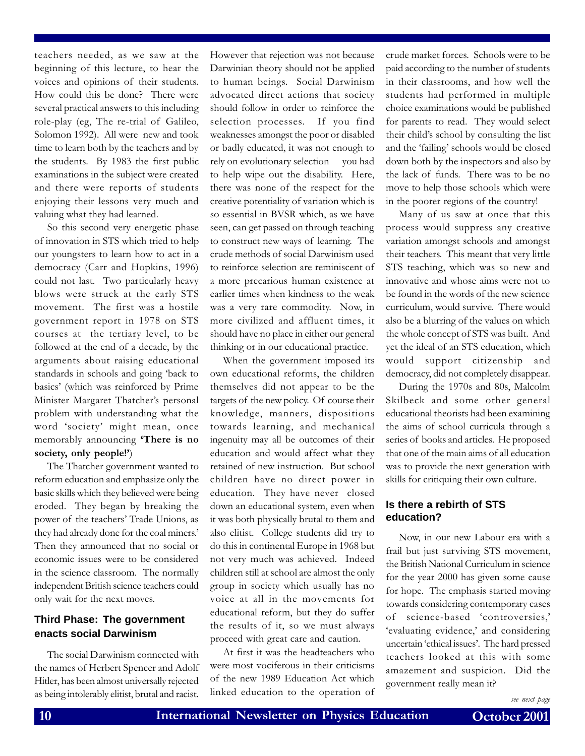teachers needed, as we saw at the beginning of this lecture, to hear the voices and opinions of their students. How could this be done? There were several practical answers to this including role-play (eg, The re-trial of Galileo, Solomon 1992). All were new and took time to learn both by the teachers and by the students. By 1983 the first public examinations in the subject were created and there were reports of students enjoying their lessons very much and valuing what they had learned.

So this second very energetic phase of innovation in STS which tried to help our youngsters to learn how to act in a democracy (Carr and Hopkins, 1996) could not last. Two particularly heavy blows were struck at the early STS movement. The first was a hostile government report in 1978 on STS courses at the tertiary level, to be followed at the end of a decade, by the arguments about raising educational standards in schools and going 'back to basics' (which was reinforced by Prime Minister Margaret Thatcher's personal problem with understanding what the word 'society' might mean, once memorably announcing **'There is no society, only people!'**)

The Thatcher government wanted to reform education and emphasize only the basic skills which they believed were being eroded. They began by breaking the power of the teachers' Trade Unions, as they had already done for the coal miners.' Then they announced that no social or economic issues were to be considered in the science classroom. The normally independent British science teachers could only wait for the next moves.

## Third Phase: The government enacts social Darwinism

The social Darwinism connected with the names of Herbert Spencer and Adolf Hitler, has been almost universally rejected as being intolerably elitist, brutal and racist. However that rejection was not because Darwinian theory should not be applied to human beings. Social Darwinism advocated direct actions that society should follow in order to reinforce the selection processes. If you find weaknesses amongst the poor or disabled or badly educated, it was not enough to rely on evolutionary selection you had to help wipe out the disability. Here, there was none of the respect for the creative potentiality of variation which is so essential in BVSR which, as we have seen, can get passed on through teaching to construct new ways of learning. The crude methods of social Darwinism used to reinforce selection are reminiscent of a more precarious human existence at earlier times when kindness to the weak was a very rare commodity. Now, in more civilized and affluent times, it should have no place in either our general thinking or in our educational practice.

When the government imposed its own educational reforms, the children themselves did not appear to be the targets of the new policy. Of course their knowledge, manners, dispositions towards learning, and mechanical ingenuity may all be outcomes of their education and would affect what they retained of new instruction. But school children have no direct power in education. They have never closed down an educational system, even when it was both physically brutal to them and also elitist. College students did try to do this in continental Europe in 1968 but not very much was achieved. Indeed children still at school are almost the only group in society which usually has no voice at all in the movements for educational reform, but they do suffer the results of it, so we must always proceed with great care and caution.

At first it was the headteachers who were most vociferous in their criticisms of the new 1989 Education Act which linked education to the operation of crude market forces. Schools were to be paid according to the number of students in their classrooms, and how well the students had performed in multiple choice examinations would be published for parents to read. They would select their child's school by consulting the list and the 'failing' schools would be closed down both by the inspectors and also by the lack of funds. There was to be no move to help those schools which were in the poorer regions of the country!

Many of us saw at once that this process would suppress any creative variation amongst schools and amongst their teachers. This meant that very little STS teaching, which was so new and innovative and whose aims were not to be found in the words of the new science curriculum, would survive. There would also be a blurring of the values on which the whole concept of STS was built. And yet the ideal of an STS education, which would support citizenship and democracy, did not completely disappear.

During the 1970s and 80s, Malcolm Skilbeck and some other general educational theorists had been examining the aims of school curricula through a series of books and articles. He proposed that one of the main aims of all education was to provide the next generation with skills for critiquing their own culture.

## Is there a rebirth of STS education?

Now, in our new Labour era with a frail but just surviving STS movement, the British National Curriculum in science for the year 2000 has given some cause for hope. The emphasis started moving towards considering contemporary cases of science-based 'controversies,' 'evaluating evidence,' and considering uncertain 'ethical issues'. The hard pressed teachers looked at this with some amazement and suspicion. Did the government really mean it?

*see next page*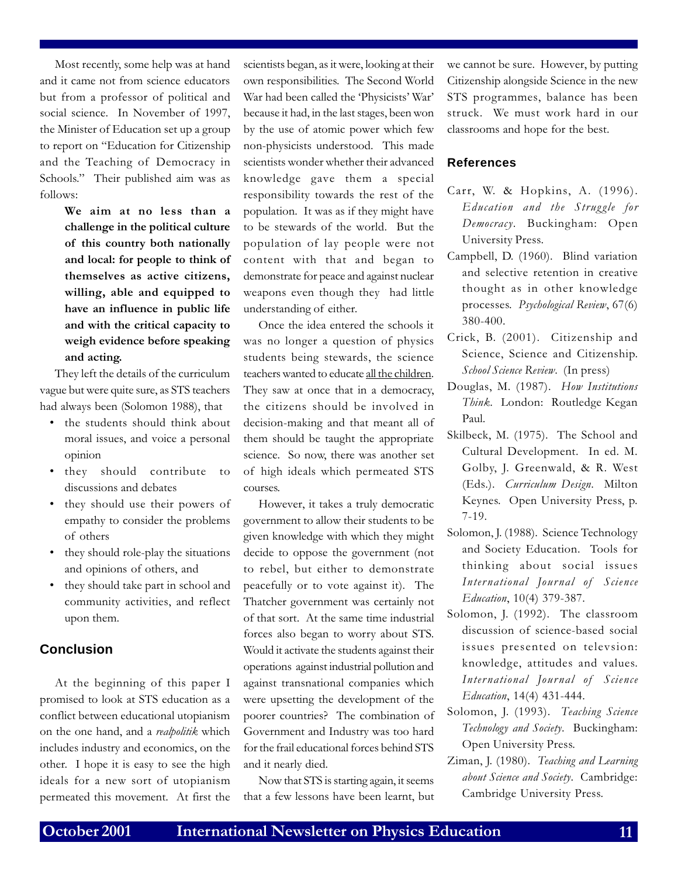Most recently, some help was at hand and it came not from science educators but from a professor of political and social science. In November of 1997, the Minister of Education set up a group to report on "Education for Citizenship and the Teaching of Democracy in Schools." Their published aim was as follows:

> **We aim at no less than a challenge in the political culture of this country both nationally and local: for people to think of themselves as active citizens, willing, able and equipped to have an influence in public life and with the critical capacity to weigh evidence before speaking and acting.**

They left the details of the curriculum vague but were quite sure, as STS teachers had always been (Solomon 1988), that

- the students should think about moral issues, and voice a personal opinion
- they should contribute to discussions and debates
- they should use their powers of empathy to consider the problems of others
- they should role-play the situations and opinions of others, and
- they should take part in school and community activities, and reflect upon them.

## Conclusion

At the beginning of this paper I promised to look at STS education as a conflict between educational utopianism on the one hand, and a *realpolitik* which includes industry and economics, on the other. I hope it is easy to see the high ideals for a new sort of utopianism permeated this movement. At first the scientists began, as it were, looking at their own responsibilities. The Second World War had been called the 'Physicists' War' because it had, in the last stages, been won by the use of atomic power which few non-physicists understood. This made scientists wonder whether their advanced knowledge gave them a special responsibility towards the rest of the population. It was as if they might have to be stewards of the world. But the population of lay people were not content with that and began to demonstrate for peace and against nuclear weapons even though they had little understanding of either.

Once the idea entered the schools it was no longer a question of physics students being stewards, the science teachers wanted to educate <u>all the children</u>. They saw at once that in a democracy, the citizens should be involved in decision-making and that meant all of them should be taught the appropriate science. So now, there was another set of high ideals which permeated STS courses.

However, it takes a truly democratic government to allow their students to be given knowledge with which they might decide to oppose the government (not to rebel, but either to demonstrate peacefully or to vote against it). The Thatcher government was certainly not of that sort. At the same time industrial forces also began to worry about STS. Would it activate the students against their operations against industrial pollution and against transnational companies which were upsetting the development of the poorer countries? The combination of Government and Industry was too hard for the frail educational forces behind STS and it nearly died.

Now that STS is starting again, it seems that a few lessons have been learnt, but we cannot be sure. However, by putting Citizenship alongside Science in the new STS programmes, balance has been struck. We must work hard in our classrooms and hope for the best.

## References

Carr, W. & Hopkins, A. (1996). *Education and the Struggle for Democracy*. Buckingham: Open University Press.

Campbell, D. (1960). Blind variation and selective retention in creative thought as in other knowledge processes. *Psychological Review*, 67(6) 380-400.

Crick, B. (2001). Citizenship and Science, Science and Citizenship. *School Science Review*. (In press)

Douglas, M. (1987). *How Institutions Think*. London: Routledge Kegan Paul.

Skilbeck, M. (1975). The School and Cultural Development. In ed. M. Golby, J. Greenwald, & R. West (Eds.). *Curriculum Design*. Milton Keynes. Open University Press, p. 7-19.

Solomon, J. (1988). Science Technology and Society Education. Tools for thinking about social issues *International Journal of Science Education*, 10(4) 379-387.

Solomon, J. (1992). The classroom discussion of science-based social issues presented on televsion: knowledge, attitudes and values. *International Journal of Science Education*, 14(4) 431-444.

Solomon, J. (1993). *Teaching Science Technology and Society*. Buckingham: Open University Press.

Ziman, J. (1980). *Teaching and Learning about Science and Society*. Cambridge: Cambridge University Press.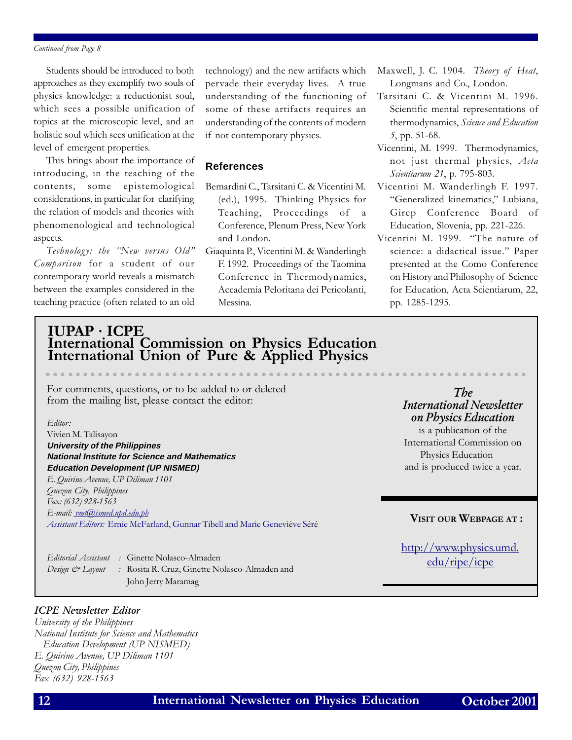*Continued from Page 8*

Students should be introduced to both approaches as they exemplify two souls of physics knowledge: a reductionist soul, which sees a possible unification of topics at the microscopic level, and an holistic soul which sees unification at the level of emergent properties.

This brings about the importance of introducing, in the teaching of the contents, some epistemological considerations, in particular for clarifying the relation of models and theories with phenomenological and technological aspects.

*Technology: the "New versus Old" Comparison* for a student of our contemporary world reveals a mismatch between the examples considered in the teaching practice (often related to an old technology) and the new artifacts which pervade their everyday lives. A true understanding of the functioning of some of these artifacts requires an understanding of the contents of modern if not contemporary physics.

## References

Bemardini C., Tarsitani C. & Vicentini M. (ed.), 1995. Thinking Physics for Teaching, Proceedings of a Conference, Plenum Press, New York and London.

Giaquinta P., Vicentini M. & Wanderlingh F. 1992. Proceedings of the Taomina Conference in Thermodynamics, Accademia Peloritana dei Pericolanti, Messina.

Maxwell, J. C. 1904. *Theory of Heat*, Longmans and Co., London.

Tarsitani C. & Vicentini M. 1996. Scientific mental representations of thermodynamics, *Science and Education 5*, pp. 51-68.

Vicentini, M. 1999. Thermodynamics, not just thermal physics, *Acta Scientiarum 21*, p. 795-803.

Vicentini M. Wanderlingh F. 1997. "Generalized kinematics," Lubiana, Girep Conference Board of Education, Slovenia, pp. 221-226.

Vicentini M. 1999. "The nature of science: a didactical issue." Paper presented at the Como Conference on History and Philosophy of Science for Education, Acta Scientiarum, 22, pp. 1285-1295.

# IUPAP · ICPE
# International Commission on Physics Education
# International Union of Pure & Applied Physics

For comments, questions, or to be added to or deleted from the mailing list, please contact the editor:

*Editor:*
Vivien M. Talisayon
***University of the Philippines***
***National Institute for Science and Mathematics***
***Education Development (UP NISMED)***
*E. Quirino Avenue, UP Diliman 1101*
*Quezon City, Philippines*
*Fax: (632) 928-1563*
*E-mail: vmt@ismed.upd.edu.ph*
*Assistant Editors:* Ernie McFarland, Gunnar Tibell and Marie Geneviève Séré

*Editorial Assistant* : Ginette Nolasco-Almaden
*Design & Layout* : Rosita R. Cruz, Ginette Nolasco-Almaden and John Jerry Maramag

***The International Newsletter on Physics Education*** is a publication of the International Commission on Physics Education and is produced twice a year.

**VISIT OUR WEBPAGE AT :**

http://www.physics.umd.edu/ripe/icpe

***ICPE Newsletter Editor***
*University of the Philippines*
*National Institute for Science and Mathematics Education Development (UP NISMED)*
*E. Quirino Avenue, UP Diliman 1101*
*Quezon City, Philippines*
*Fax (632) 928-1563*